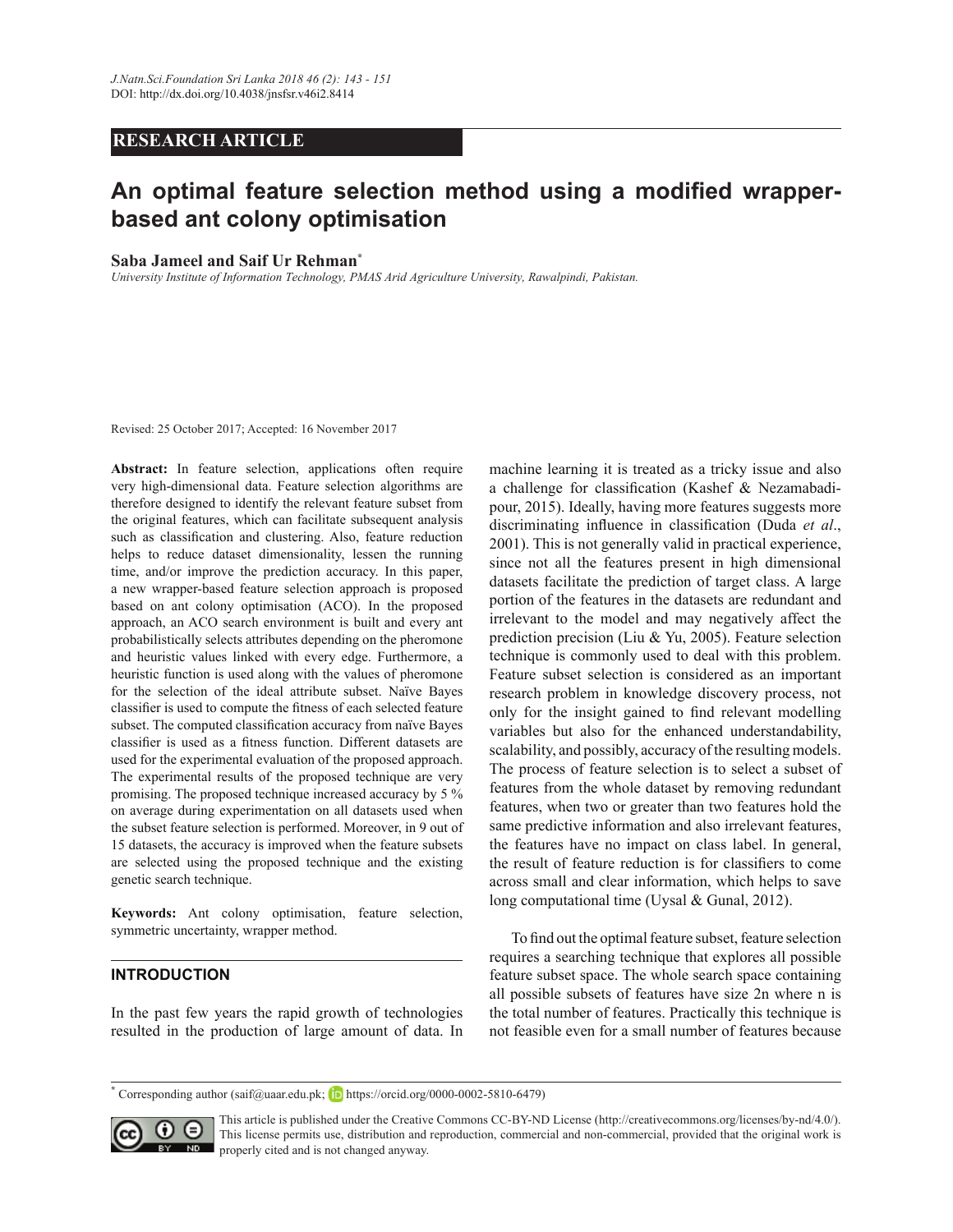RESEARCH ARTICLE

# An optimal feature selection method using a modified wrapper-based ant colony optimisation

**Saba Jameel and Saif Ur Rehman[*]**

*University Institute of Information Technology, PMAS Arid Agriculture University, Rawalpindi, Pakistan.*

Revised: 25 October 2017; Accepted: 16 November 2017

**Abstract:** In feature selection, applications often require very high-dimensional data. Feature selection algorithms are therefore designed to identify the relevant feature subset from the original features, which can facilitate subsequent analysis such as classification and clustering. Also, feature reduction helps to reduce dataset dimensionality, lessen the running time, and/or improve the prediction accuracy. In this paper, a new wrapper-based feature selection approach is proposed based on ant colony optimisation (ACO). In the proposed approach, an ACO search environment is built and every ant probabilistically selects attributes depending on the pheromone and heuristic values linked with every edge. Furthermore, a heuristic function is used along with the values of pheromone for the selection of the ideal attribute subset. Naïve Bayes classifier is used to compute the fitness of each selected feature subset. The computed classification accuracy from naïve Bayes classifier is used as a fitness function. Different datasets are used for the experimental evaluation of the proposed approach. The experimental results of the proposed technique are very promising. The proposed technique increased accuracy by 5 % on average during experimentation on all datasets used when the subset feature selection is performed. Moreover, in 9 out of 15 datasets, the accuracy is improved when the feature subsets are selected using the proposed technique and the existing genetic search technique.

**Keywords:** Ant colony optimisation, feature selection, symmetric uncertainty, wrapper method.

## INTRODUCTION

In the past few years the rapid growth of technologies resulted in the production of large amount of data. In machine learning it is treated as a tricky issue and also a challenge for classification (Kashef & Nezamabadi-pour, 2015). Ideally, having more features suggests more discriminating influence in classification (Duda *et al*., 2001). This is not generally valid in practical experience, since not all the features present in high dimensional datasets facilitate the prediction of target class. A large portion of the features in the datasets are redundant and irrelevant to the model and may negatively affect the prediction precision (Liu & Yu, 2005). Feature selection technique is commonly used to deal with this problem. Feature subset selection is considered as an important research problem in knowledge discovery process, not only for the insight gained to find relevant modelling variables but also for the enhanced understandability, scalability, and possibly, accuracy of the resulting models. The process of feature selection is to select a subset of features from the whole dataset by removing redundant features, when two or greater than two features hold the same predictive information and also irrelevant features, the features have no impact on class label. In general, the result of feature reduction is for classifiers to come across small and clear information, which helps to save long computational time (Uysal & Gunal, 2012).

To find out the optimal feature subset, feature selection requires a searching technique that explores all possible feature subset space. The whole search space containing all possible subsets of features have size 2n where n is the total number of features. Practically this technique is not feasible even for a small number of features because

[*] Corresponding author (saif@uaar.edu.pk; https://orcid.org/0000-0002-5810-6479)

This article is published under the Creative Commons CC-BY-ND License (http://creativecommons.org/licenses/by-nd/4.0/). This license permits use, distribution and reproduction, commercial and non-commercial, provided that the original work is properly cited and is not changed anyway.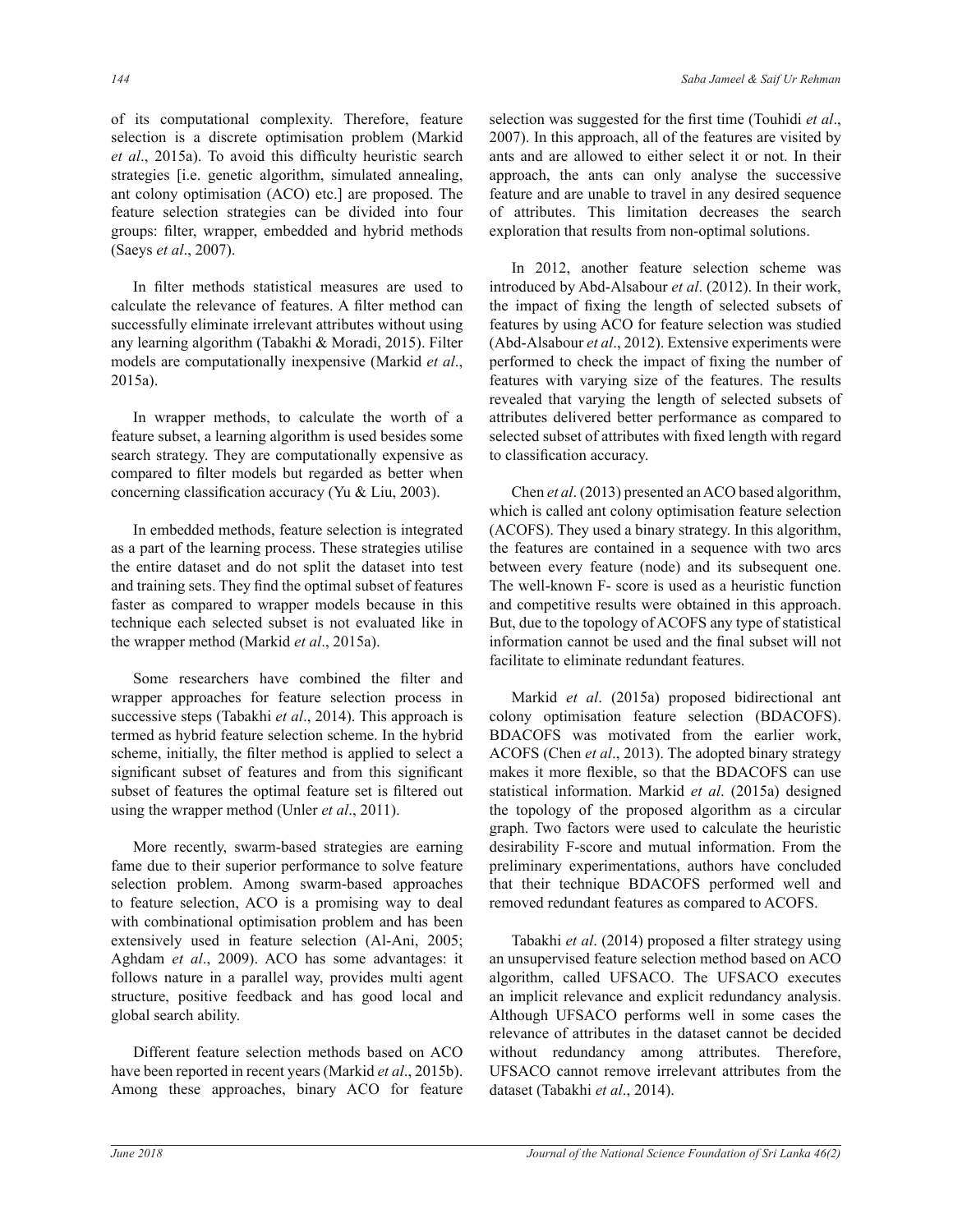of its computational complexity. Therefore, feature selection is a discrete optimisation problem (Markid *et al*., 2015a). To avoid this difficulty heuristic search strategies [i.e. genetic algorithm, simulated annealing, ant colony optimisation (ACO) etc.] are proposed. The feature selection strategies can be divided into four groups: filter, wrapper, embedded and hybrid methods (Saeys *et al*., 2007).

In filter methods statistical measures are used to calculate the relevance of features. A filter method can successfully eliminate irrelevant attributes without using any learning algorithm (Tabakhi & Moradi, 2015). Filter models are computationally inexpensive (Markid *et al*., 2015a).

In wrapper methods, to calculate the worth of a feature subset, a learning algorithm is used besides some search strategy. They are computationally expensive as compared to filter models but regarded as better when concerning classification accuracy (Yu & Liu, 2003).

In embedded methods, feature selection is integrated as a part of the learning process. These strategies utilise the entire dataset and do not split the dataset into test and training sets. They find the optimal subset of features faster as compared to wrapper models because in this technique each selected subset is not evaluated like in the wrapper method (Markid *et al*., 2015a).

Some researchers have combined the filter and wrapper approaches for feature selection process in successive steps (Tabakhi *et al*., 2014). This approach is termed as hybrid feature selection scheme. In the hybrid scheme, initially, the filter method is applied to select a significant subset of features and from this significant subset of features the optimal feature set is filtered out using the wrapper method (Unler *et al*., 2011).

More recently, swarm-based strategies are earning fame due to their superior performance to solve feature selection problem. Among swarm-based approaches to feature selection, ACO is a promising way to deal with combinational optimisation problem and has been extensively used in feature selection (Al-Ani, 2005; Aghdam *et al*., 2009). ACO has some advantages: it follows nature in a parallel way, provides multi agent structure, positive feedback and has good local and global search ability.

Different feature selection methods based on ACO have been reported in recent years (Markid *et al*., 2015b). Among these approaches, binary ACO for feature selection was suggested for the first time (Touhidi *et al*., 2007). In this approach, all of the features are visited by ants and are allowed to either select it or not. In their approach, the ants can only analyse the successive feature and are unable to travel in any desired sequence of attributes. This limitation decreases the search exploration that results from non-optimal solutions.

In 2012, another feature selection scheme was introduced by Abd-Alsabour *et al*. (2012). In their work, the impact of fixing the length of selected subsets of features by using ACO for feature selection was studied (Abd-Alsabour *et al*., 2012). Extensive experiments were performed to check the impact of fixing the number of features with varying size of the features. The results revealed that varying the length of selected subsets of attributes delivered better performance as compared to selected subset of attributes with fixed length with regard to classification accuracy.

Chen *et al*. (2013) presented an ACO based algorithm, which is called ant colony optimisation feature selection (ACOFS). They used a binary strategy. In this algorithm, the features are contained in a sequence with two arcs between every feature (node) and its subsequent one. The well-known F- score is used as a heuristic function and competitive results were obtained in this approach. But, due to the topology of ACOFS any type of statistical information cannot be used and the final subset will not facilitate to eliminate redundant features.

Markid *et al*. (2015a) proposed bidirectional ant colony optimisation feature selection (BDACOFS). BDACOFS was motivated from the earlier work, ACOFS (Chen *et al*., 2013). The adopted binary strategy makes it more flexible, so that the BDACOFS can use statistical information. Markid *et al*. (2015a) designed the topology of the proposed algorithm as a circular graph. Two factors were used to calculate the heuristic desirability F-score and mutual information. From the preliminary experimentations, authors have concluded that their technique BDACOFS performed well and removed redundant features as compared to ACOFS.

Tabakhi *et al*. (2014) proposed a filter strategy using an unsupervised feature selection method based on ACO algorithm, called UFSACO. The UFSACO executes an implicit relevance and explicit redundancy analysis. Although UFSACO performs well in some cases the relevance of attributes in the dataset cannot be decided without redundancy among attributes. Therefore, UFSACO cannot remove irrelevant attributes from the dataset (Tabakhi *et al*., 2014).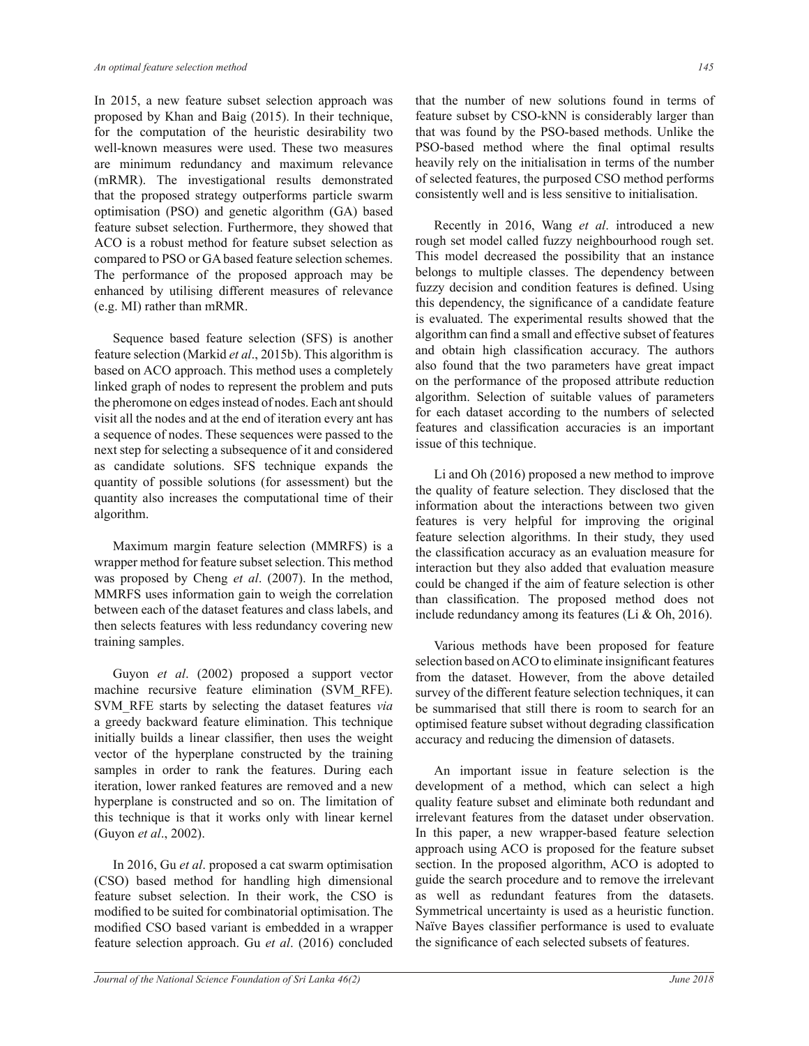In 2015, a new feature subset selection approach was proposed by Khan and Baig (2015). In their technique, for the computation of the heuristic desirability two well-known measures were used. These two measures are minimum redundancy and maximum relevance (mRMR). The investigational results demonstrated that the proposed strategy outperforms particle swarm optimisation (PSO) and genetic algorithm (GA) based feature subset selection. Furthermore, they showed that ACO is a robust method for feature subset selection as compared to PSO or GA based feature selection schemes. The performance of the proposed approach may be enhanced by utilising different measures of relevance (e.g. MI) rather than mRMR.

Sequence based feature selection (SFS) is another feature selection (Markid *et al*., 2015b). This algorithm is based on ACO approach. This method uses a completely linked graph of nodes to represent the problem and puts the pheromone on edges instead of nodes. Each ant should visit all the nodes and at the end of iteration every ant has a sequence of nodes. These sequences were passed to the next step for selecting a subsequence of it and considered as candidate solutions. SFS technique expands the quantity of possible solutions (for assessment) but the quantity also increases the computational time of their algorithm.

Maximum margin feature selection (MMRFS) is a wrapper method for feature subset selection. This method was proposed by Cheng *et al*. (2007). In the method, MMRFS uses information gain to weigh the correlation between each of the dataset features and class labels, and then selects features with less redundancy covering new training samples.

Guyon *et al*. (2002) proposed a support vector machine recursive feature elimination (SVM_RFE). SVM_RFE starts by selecting the dataset features *via* a greedy backward feature elimination. This technique initially builds a linear classifier, then uses the weight vector of the hyperplane constructed by the training samples in order to rank the features. During each iteration, lower ranked features are removed and a new hyperplane is constructed and so on. The limitation of this technique is that it works only with linear kernel (Guyon *et al*., 2002).

In 2016, Gu *et al*. proposed a cat swarm optimisation (CSO) based method for handling high dimensional feature subset selection. In their work, the CSO is modified to be suited for combinatorial optimisation. The modified CSO based variant is embedded in a wrapper feature selection approach. Gu *et al*. (2016) concluded that the number of new solutions found in terms of feature subset by CSO-kNN is considerably larger than that was found by the PSO-based methods. Unlike the PSO-based method where the final optimal results heavily rely on the initialisation in terms of the number of selected features, the purposed CSO method performs consistently well and is less sensitive to initialisation.

Recently in 2016, Wang *et al*. introduced a new rough set model called fuzzy neighbourhood rough set. This model decreased the possibility that an instance belongs to multiple classes. The dependency between fuzzy decision and condition features is defined. Using this dependency, the significance of a candidate feature is evaluated. The experimental results showed that the algorithm can find a small and effective subset of features and obtain high classification accuracy. The authors also found that the two parameters have great impact on the performance of the proposed attribute reduction algorithm. Selection of suitable values of parameters for each dataset according to the numbers of selected features and classification accuracies is an important issue of this technique.

Li and Oh (2016) proposed a new method to improve the quality of feature selection. They disclosed that the information about the interactions between two given features is very helpful for improving the original feature selection algorithms. In their study, they used the classification accuracy as an evaluation measure for interaction but they also added that evaluation measure could be changed if the aim of feature selection is other than classification. The proposed method does not include redundancy among its features (Li & Oh, 2016).

Various methods have been proposed for feature selection based on ACO to eliminate insignificant features from the dataset. However, from the above detailed survey of the different feature selection techniques, it can be summarised that still there is room to search for an optimised feature subset without degrading classification accuracy and reducing the dimension of datasets.

An important issue in feature selection is the development of a method, which can select a high quality feature subset and eliminate both redundant and irrelevant features from the dataset under observation. In this paper, a new wrapper-based feature selection approach using ACO is proposed for the feature subset section. In the proposed algorithm, ACO is adopted to guide the search procedure and to remove the irrelevant as well as redundant features from the datasets. Symmetrical uncertainty is used as a heuristic function. Naïve Bayes classifier performance is used to evaluate the significance of each selected subsets of features.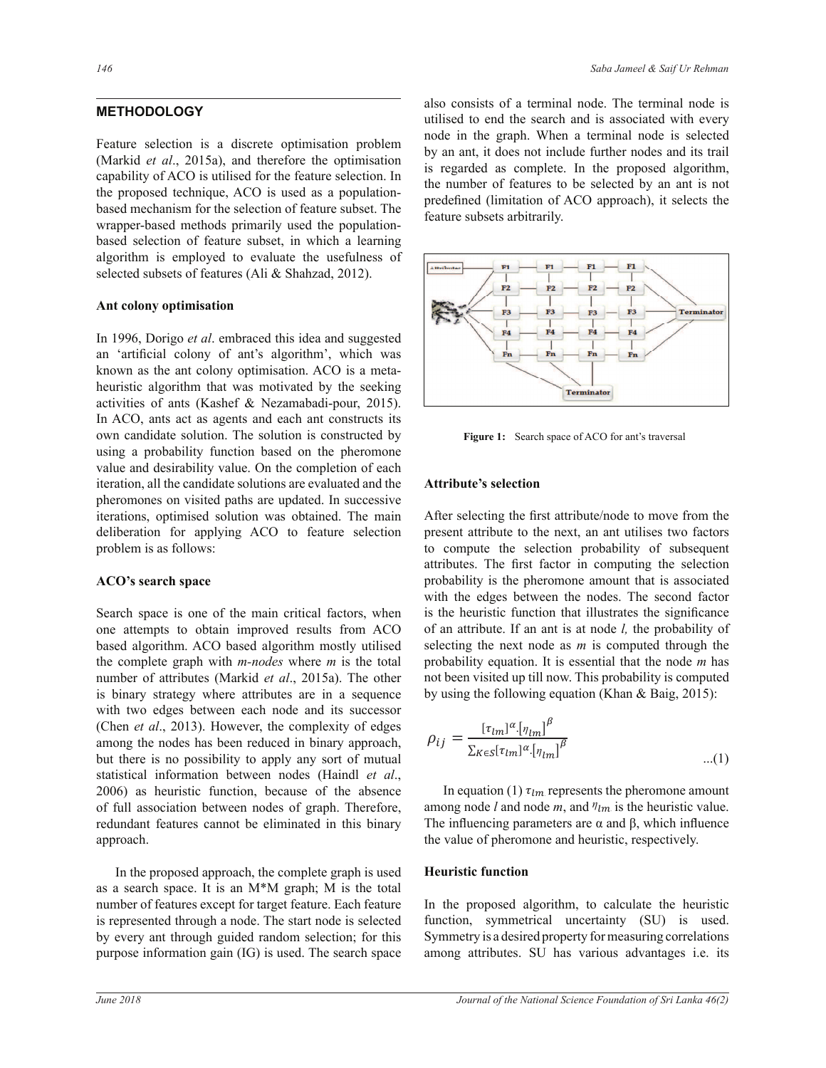## METHODOLOGY

Feature selection is a discrete optimisation problem (Markid *et al*., 2015a), and therefore the optimisation capability of ACO is utilised for the feature selection. In the proposed technique, ACO is used as a population-based mechanism for the selection of feature subset. The wrapper-based methods primarily used the population-based selection of feature subset, in which a learning algorithm is employed to evaluate the usefulness of selected subsets of features (Ali & Shahzad, 2012).

### Ant colony optimisation

In 1996, Dorigo *et al*. embraced this idea and suggested an 'artificial colony of ant's algorithm', which was known as the ant colony optimisation. ACO is a meta-heuristic algorithm that was motivated by the seeking activities of ants (Kashef & Nezamabadi-pour, 2015). In ACO, ants act as agents and each ant constructs its own candidate solution. The solution is constructed by using a probability function based on the pheromone value and desirability value. On the completion of each iteration, all the candidate solutions are evaluated and the pheromones on visited paths are updated. In successive iterations, optimised solution was obtained. The main deliberation for applying ACO to feature selection problem is as follows:

### ACO's search space

Search space is one of the main critical factors, when one attempts to obtain improved results from ACO based algorithm. ACO based algorithm mostly utilised the complete graph with *m-nodes* where *m* is the total number of attributes (Markid *et al*., 2015a). The other is binary strategy where attributes are in a sequence with two edges between each node and its successor (Chen *et al*., 2013). However, the complexity of edges among the nodes has been reduced in binary approach, but there is no possibility to apply any sort of mutual statistical information between nodes (Haindl *et al*., 2006) as heuristic function, because of the absence of full association between nodes of graph. Therefore, redundant features cannot be eliminated in this binary approach.

In the proposed approach, the complete graph is used as a search space. It is an M*M graph; M is the total number of features except for target feature. Each feature is represented through a node. The start node is selected by every ant through guided random selection; for this purpose information gain (IG) is used. The search space also consists of a terminal node. The terminal node is utilised to end the search and is associated with every node in the graph. When a terminal node is selected by an ant, it does not include further nodes and its trail is regarded as complete. In the proposed algorithm, the number of features to be selected by an ant is not predefined (limitation of ACO approach), it selects the feature subsets arbitrarily.

**Figure 1:** Search space of ACO for ant's traversal

### Attribute's selection

After selecting the first attribute/node to move from the present attribute to the next, an ant utilises two factors to compute the selection probability of subsequent attributes. The first factor in computing the selection probability is the pheromone amount that is associated with the edges between the nodes. The second factor is the heuristic function that illustrates the significance of an attribute. If an ant is at node *l,* the probability of selecting the next node as *m* is computed through the probability equation. It is essential that the node *m* has not been visited up till now. This probability is computed by using the following equation (Khan & Baig, 2015):

$$\rho_{ij} = \frac{[\tau_{lm}]^{\alpha}.[\eta_{lm}]^{\beta}}{\sum_{K \in S}[\tau_{lm}]^{\alpha}.[\eta_{lm}]^{\beta}} \quad ...(1)$$

In equation (1) $\tau_{lm}$ represents the pheromone amount among node *l* and node *m*, and $\eta_{lm}$ is the heuristic value. The influencing parameters are α and β, which influence the value of pheromone and heuristic, respectively.

### Heuristic function

In the proposed algorithm, to calculate the heuristic function, symmetrical uncertainty (SU) is used. Symmetry is a desired property for measuring correlations among attributes. SU has various advantages i.e. its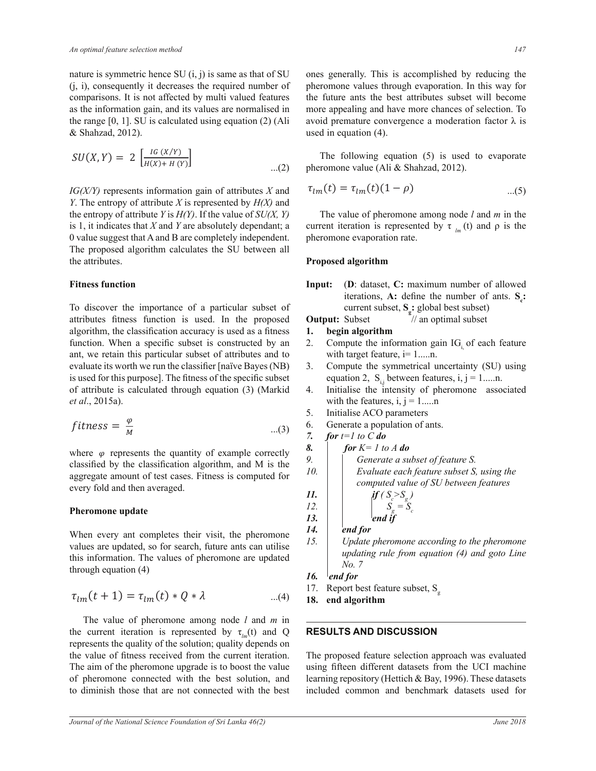nature is symmetric hence SU (i, j) is same as that of SU (j, i), consequently it decreases the required number of comparisons. It is not affected by multi valued features as the information gain, and its values are normalised in the range [0, 1]. SU is calculated using equation (2) (Ali & Shahzad, 2012).

$$SU(X,Y) = 2\left[\frac{IG\,(X/Y)}{H(X)+H\,(Y)}\right] \qquad ...(2)$$

*IG(X/Y)* represents information gain of attributes *X* and *Y*. The entropy of attribute *X* is represented by *H(X)* and the entropy of attribute *Y* is *H(Y)*. If the value of *SU(X, Y)* is 1, it indicates that *X* and *Y* are absolutely dependant; a 0 value suggest that A and B are completely independent. The proposed algorithm calculates the SU between all the attributes.

### Fitness function

To discover the importance of a particular subset of attributes fitness function is used. In the proposed algorithm, the classification accuracy is used as a fitness function. When a specific subset is constructed by an ant, we retain this particular subset of attributes and to evaluate its worth we run the classifier [naïve Bayes (NB) is used for this purpose]. The fitness of the specific subset of attribute is calculated through equation (3) (Markid *et al*., 2015a).

$$fitness = \frac{\varphi}{M} \qquad ...(3)$$

where $\varphi$ represents the quantity of example correctly classified by the classification algorithm, and M is the aggregate amount of test cases. Fitness is computed for every fold and then averaged.

### Pheromone update

When every ant completes their visit, the pheromone values are updated, so for search, future ants can utilise this information. The values of pheromone are updated through equation (4)

$$\tau_{lm}(t+1) = \tau_{lm}(t) * Q * \lambda \qquad ...(4)$$

The value of pheromone among node *l* and *m* in the current iteration is represented by $\tau_{lm}(t)$ and Q represents the quality of the solution; quality depends on the value of fitness received from the current iteration. The aim of the pheromone upgrade is to boost the value of pheromone connected with the best solution, and to diminish those that are not connected with the best ones generally. This is accomplished by reducing the pheromone values through evaporation. In this way for the future ants the best attributes subset will become more appealing and have more chances of selection. To avoid premature convergence a moderation factor λ is used in equation (4).

The following equation (5) is used to evaporate pheromone value (Ali & Shahzad, 2012).

$$\tau_{lm}(t) = \tau_{lm}(t)(1-\rho) \qquad ...(5)$$

The value of pheromone among node *l* and *m* in the current iteration is represented by $\tau_{lm}(t)$ and ρ is the pheromone evaporation rate.

### Proposed algorithm

**Input:** (**D**: dataset, **C:** maximum number of allowed iterations, **A:** define the number of ants. $S_c$**:** current subset, $S_g$**:** global best subset)

**Output:** Subset // an optimal subset

1. **begin algorithm**
2. Compute the information gain $IG_i$ of each feature with target feature, i= 1.....n.
3. Compute the symmetrical uncertainty (SU) using equation 2, $S_{i,j}$ between features, i, j = 1.....n.
4. Initialise the intensity of pheromone associated with the features, i, j = 1.....n
5. Initialise ACO parameters
6. Generate a population of ants.
7. ***for*** *t=1 to C* ***do***
8. &nbsp;&nbsp;&nbsp;&nbsp;***for*** *K= 1 to A* ***do***
9. &nbsp;&nbsp;&nbsp;&nbsp;&nbsp;&nbsp;&nbsp;&nbsp;*Generate a subset of feature S.*
10. &nbsp;&nbsp;&nbsp;&nbsp;&nbsp;&nbsp;&nbsp;&nbsp;*Evaluate each feature subset S, using the computed value of SU between features*
11. &nbsp;&nbsp;&nbsp;&nbsp;&nbsp;&nbsp;&nbsp;&nbsp;&nbsp;&nbsp;&nbsp;&nbsp;***if*** *(* $S_c > S_g$ *)*
12. &nbsp;&nbsp;&nbsp;&nbsp;&nbsp;&nbsp;&nbsp;&nbsp;&nbsp;&nbsp;&nbsp;&nbsp;&nbsp;&nbsp;&nbsp;&nbsp;$S_g = S_c$
13. &nbsp;&nbsp;&nbsp;&nbsp;&nbsp;&nbsp;&nbsp;&nbsp;&nbsp;&nbsp;&nbsp;&nbsp;***end if***
14. &nbsp;&nbsp;&nbsp;&nbsp;***end for***
15. &nbsp;&nbsp;&nbsp;&nbsp;*Update pheromone according to the pheromone updating rule from equation (4) and goto Line No. 7*
16. ***end for***
17. Report best feature subset, $S_g$
18. **end algorithm**

## RESULTS AND DISCUSSION

The proposed feature selection approach was evaluated using fifteen different datasets from the UCI machine learning repository (Hettich & Bay, 1996). These datasets included common and benchmark datasets used for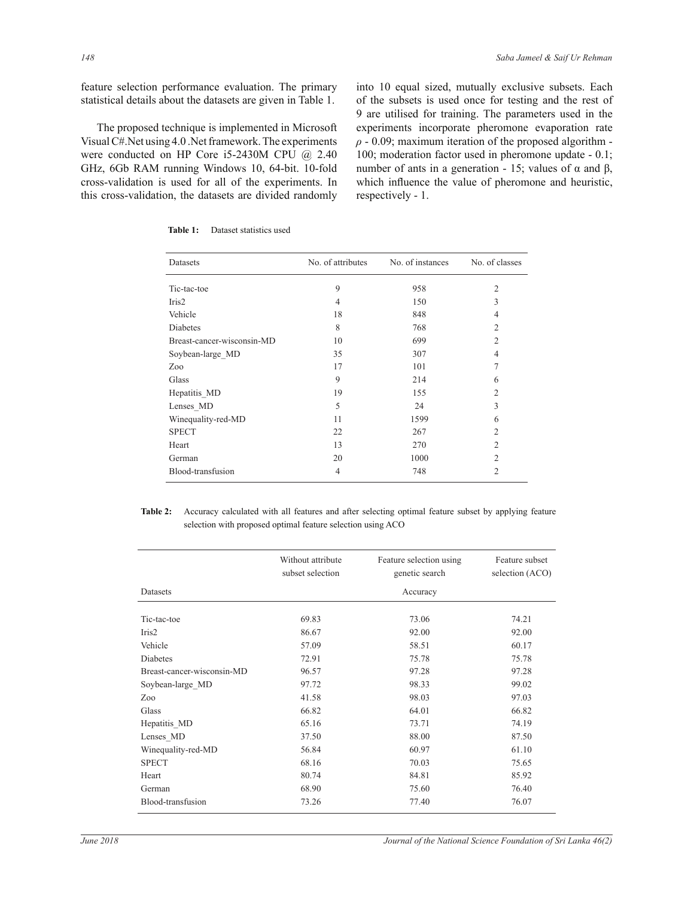feature selection performance evaluation. The primary statistical details about the datasets are given in Table 1.

The proposed technique is implemented in Microsoft Visual C#.Net using 4.0 .Net framework. The experiments were conducted on HP Core i5-2430M CPU @ 2.40 GHz, 6Gb RAM running Windows 10, 64-bit. 10-fold cross-validation is used for all of the experiments. In this cross-validation, the datasets are divided randomly into 10 equal sized, mutually exclusive subsets. Each of the subsets is used once for testing and the rest of 9 are utilised for training. The parameters used in the experiments incorporate pheromone evaporation rate $\rho$ - 0.09; maximum iteration of the proposed algorithm - 100; moderation factor used in pheromone update - 0.1; number of ants in a generation - 15; values of $\alpha$ and $\beta$, which influence the value of pheromone and heuristic, respectively - 1.

**Table 1:** Dataset statistics used

| Datasets | No. of attributes | No. of instances | No. of classes |
|---|---|---|---|
| Tic-tac-toe | 9 | 958 | 2 |
| Iris2 | 4 | 150 | 3 |
| Vehicle | 18 | 848 | 4 |
| Diabetes | 8 | 768 | 2 |
| Breast-cancer-wisconsin-MD | 10 | 699 | 2 |
| Soybean-large_MD | 35 | 307 | 4 |
| Zoo | 17 | 101 | 7 |
| Glass | 9 | 214 | 6 |
| Hepatitis_MD | 19 | 155 | 2 |
| Lenses_MD | 5 | 24 | 3 |
| Winequality-red-MD | 11 | 1599 | 6 |
| SPECT | 22 | 267 | 2 |
| Heart | 13 | 270 | 2 |
| German | 20 | 1000 | 2 |
| Blood-transfusion | 4 | 748 | 2 |

**Table 2:** Accuracy calculated with all features and after selecting optimal feature subset by applying feature selection with proposed optimal feature selection using ACO

| Datasets | Without attribute subset selection | Feature selection using genetic search | Feature subset selection (ACO) |
|---|---|---|---|
| | | Accuracy | |
| Tic-tac-toe | 69.83 | 73.06 | 74.21 |
| Iris2 | 86.67 | 92.00 | 92.00 |
| Vehicle | 57.09 | 58.51 | 60.17 |
| Diabetes | 72.91 | 75.78 | 75.78 |
| Breast-cancer-wisconsin-MD | 96.57 | 97.28 | 97.28 |
| Soybean-large_MD | 97.72 | 98.33 | 99.02 |
| Zoo | 41.58 | 98.03 | 97.03 |
| Glass | 66.82 | 64.01 | 66.82 |
| Hepatitis_MD | 65.16 | 73.71 | 74.19 |
| Lenses_MD | 37.50 | 88.00 | 87.50 |
| Winequality-red-MD | 56.84 | 60.97 | 61.10 |
| SPECT | 68.16 | 70.03 | 75.65 |
| Heart | 80.74 | 84.81 | 85.92 |
| German | 68.90 | 75.60 | 76.40 |
| Blood-transfusion | 73.26 | 77.40 | 76.07 |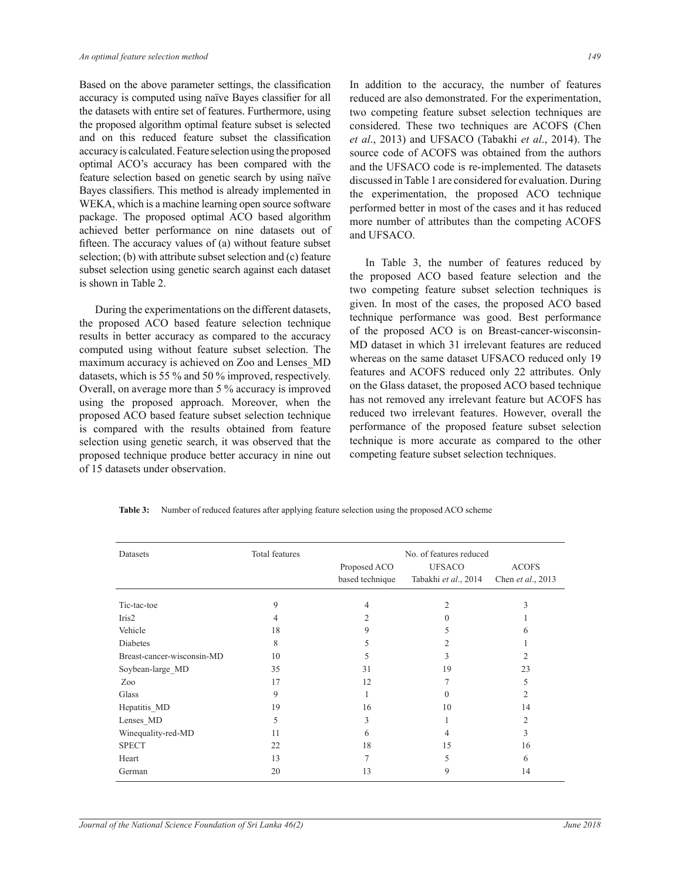Based on the above parameter settings, the classification accuracy is computed using naïve Bayes classifier for all the datasets with entire set of features. Furthermore, using the proposed algorithm optimal feature subset is selected and on this reduced feature subset the classification accuracy is calculated. Feature selection using the proposed optimal ACO's accuracy has been compared with the feature selection based on genetic search by using naïve Bayes classifiers. This method is already implemented in WEKA, which is a machine learning open source software package. The proposed optimal ACO based algorithm achieved better performance on nine datasets out of fifteen. The accuracy values of (a) without feature subset selection; (b) with attribute subset selection and (c) feature subset selection using genetic search against each dataset is shown in Table 2.

During the experimentations on the different datasets, the proposed ACO based feature selection technique results in better accuracy as compared to the accuracy computed using without feature subset selection. The maximum accuracy is achieved on Zoo and Lenses_MD datasets, which is 55 % and 50 % improved, respectively. Overall, on average more than 5 % accuracy is improved using the proposed approach. Moreover, when the proposed ACO based feature subset selection technique is compared with the results obtained from feature selection using genetic search, it was observed that the proposed technique produce better accuracy in nine out of 15 datasets under observation.

In addition to the accuracy, the number of features reduced are also demonstrated. For the experimentation, two competing feature subset selection techniques are considered. These two techniques are ACOFS (Chen *et al*., 2013) and UFSACO (Tabakhi *et al*., 2014). The source code of ACOFS was obtained from the authors and the UFSACO code is re-implemented. The datasets discussed in Table 1 are considered for evaluation. During the experimentation, the proposed ACO technique performed better in most of the cases and it has reduced more number of attributes than the competing ACOFS and UFSACO.

In Table 3, the number of features reduced by the proposed ACO based feature selection and the two competing feature subset selection techniques is given. In most of the cases, the proposed ACO based technique performance was good. Best performance of the proposed ACO is on Breast-cancer-wisconsin-MD dataset in which 31 irrelevant features are reduced whereas on the same dataset UFSACO reduced only 19 features and ACOFS reduced only 22 attributes. Only on the Glass dataset, the proposed ACO based technique has not removed any irrelevant feature but ACOFS has reduced two irrelevant features. However, overall the performance of the proposed feature subset selection technique is more accurate as compared to the other competing feature subset selection techniques.

**Table 3:** Number of reduced features after applying feature selection using the proposed ACO scheme

| Datasets | Total features | No. of features reduced | | |
|---|---|---|---|---|
| | | Proposed ACO based technique | UFSACO Tabakhi *et al*., 2014 | ACOFS Chen *et al*., 2013 |
| Tic-tac-toe | 9 | 4 | 2 | 3 |
| Iris2 | 4 | 2 | 0 | 1 |
| Vehicle | 18 | 9 | 5 | 6 |
| Diabetes | 8 | 5 | 2 | 1 |
| Breast-cancer-wisconsin-MD | 10 | 5 | 3 | 2 |
| Soybean-large_MD | 35 | 31 | 19 | 23 |
| Zoo | 17 | 12 | 7 | 5 |
| Glass | 9 | 1 | 0 | 2 |
| Hepatitis_MD | 19 | 16 | 10 | 14 |
| Lenses_MD | 5 | 3 | 1 | 2 |
| Winequality-red-MD | 11 | 6 | 4 | 3 |
| SPECT | 22 | 18 | 15 | 16 |
| Heart | 13 | 7 | 5 | 6 |
| German | 20 | 13 | 9 | 14 |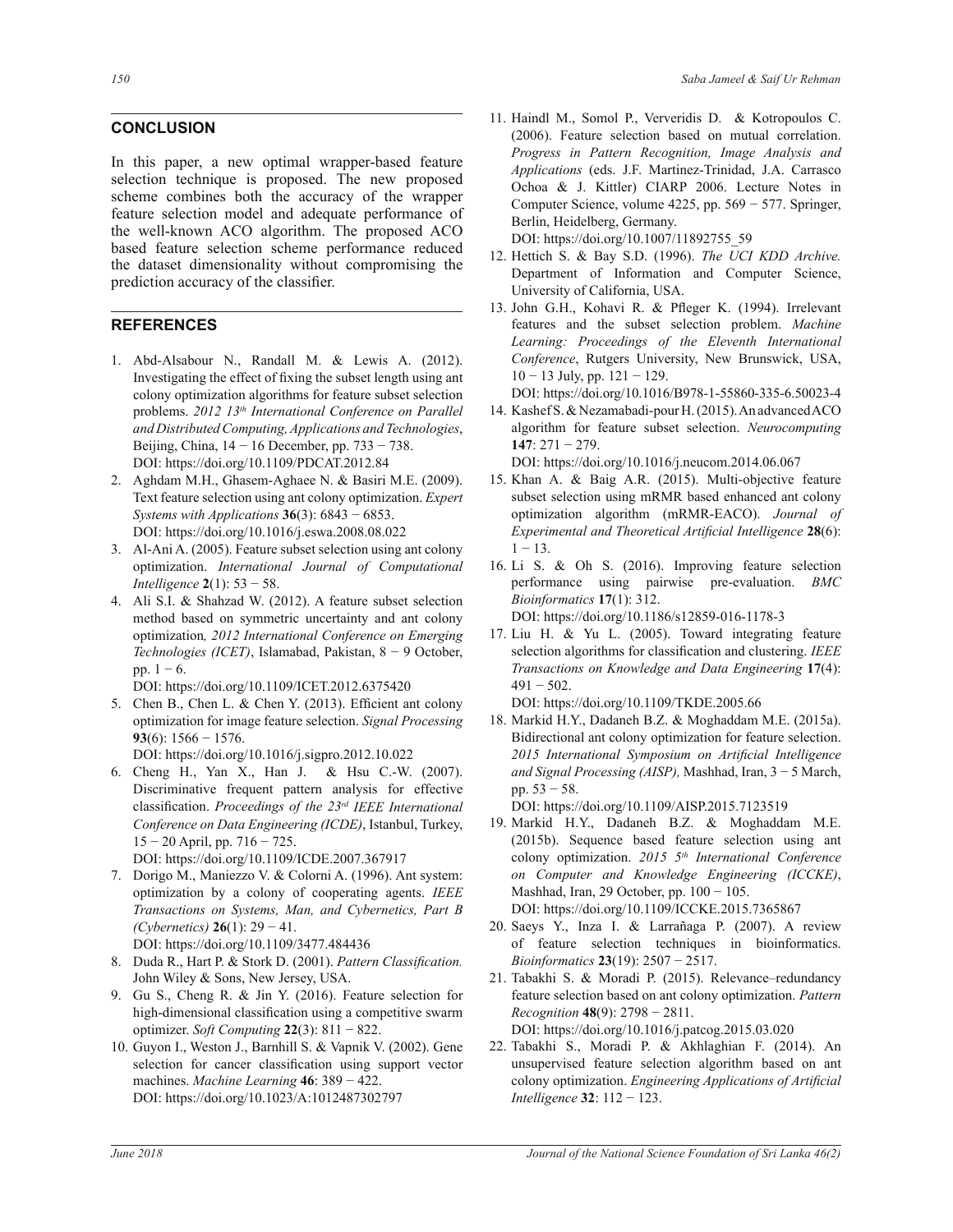## CONCLUSION

In this paper, a new optimal wrapper-based feature selection technique is proposed. The new proposed scheme combines both the accuracy of the wrapper feature selection model and adequate performance of the well-known ACO algorithm. The proposed ACO based feature selection scheme performance reduced the dataset dimensionality without compromising the prediction accuracy of the classifier.

## REFERENCES

1. Abd-Alsabour N., Randall M. & Lewis A. (2012). Investigating the effect of fixing the subset length using ant colony optimization algorithms for feature subset selection problems. *2012 13th International Conference on Parallel and Distributed Computing, Applications and Technologies*, Beijing, China, 14 − 16 December, pp. 733 − 738. DOI: https://doi.org/10.1109/PDCAT.2012.84
2. Aghdam M.H., Ghasem-Aghaee N. & Basiri M.E. (2009). Text feature selection using ant colony optimization. *Expert Systems with Applications* **36**(3): 6843 − 6853. DOI: https://doi.org/10.1016/j.eswa.2008.08.022
3. Al-Ani A. (2005). Feature subset selection using ant colony optimization. *International Journal of Computational Intelligence* **2**(1): 53 − 58.
4. Ali S.I. & Shahzad W. (2012). A feature subset selection method based on symmetric uncertainty and ant colony optimization*, 2012 International Conference on Emerging Technologies (ICET)*, Islamabad, Pakistan, 8 − 9 October, pp. 1 − 6. DOI: https://doi.org/10.1109/ICET.2012.6375420
5. Chen B., Chen L. & Chen Y. (2013). Efficient ant colony optimization for image feature selection. *Signal Processing* **93**(6): 1566 − 1576. DOI: https://doi.org/10.1016/j.sigpro.2012.10.022
6. Cheng H., Yan X., Han J. & Hsu C.-W. (2007). Discriminative frequent pattern analysis for effective classification. *Proceedings of the 23rd IEEE International Conference on Data Engineering (ICDE)*, Istanbul, Turkey, 15 − 20 April, pp. 716 − 725. DOI: https://doi.org/10.1109/ICDE.2007.367917
7. Dorigo M., Maniezzo V. & Colorni A. (1996). Ant system: optimization by a colony of cooperating agents. *IEEE Transactions on Systems, Man, and Cybernetics, Part B (Cybernetics)* **26**(1): 29 − 41. DOI: https://doi.org/10.1109/3477.484436
8. Duda R., Hart P. & Stork D. (2001). *Pattern Classification.* John Wiley & Sons, New Jersey, USA.
9. Gu S., Cheng R. & Jin Y. (2016). Feature selection for high-dimensional classification using a competitive swarm optimizer. *Soft Computing* **22**(3): 811 − 822.
10. Guyon I., Weston J., Barnhill S. & Vapnik V. (2002). Gene selection for cancer classification using support vector machines. *Machine Learning* **46**: 389 − 422. DOI: https://doi.org/10.1023/A:1012487302797
11. Haindl M., Somol P., Ververidis D. & Kotropoulos C. (2006). Feature selection based on mutual correlation. *Progress in Pattern Recognition, Image Analysis and Applications* (eds. J.F. Martinez-Trinidad, J.A. Carrasco Ochoa & J. Kittler) CIARP 2006. Lecture Notes in Computer Science, volume 4225, pp. 569 − 577. Springer, Berlin, Heidelberg, Germany. DOI: https://doi.org/10.1007/11892755_59
12. Hettich S. & Bay S.D. (1996). *The UCI KDD Archive.* Department of Information and Computer Science, University of California, USA.
13. John G.H., Kohavi R. & Pfleger K. (1994). Irrelevant features and the subset selection problem. *Machine Learning: Proceedings of the Eleventh International Conference*, Rutgers University, New Brunswick, USA, 10 − 13 July, pp. 121 − 129. DOI: https://doi.org/10.1016/B978-1-55860-335-6.50023-4
14. Kashef S. & Nezamabadi-pour H. (2015). An advanced ACO algorithm for feature subset selection. *Neurocomputing* **147**: 271 − 279. DOI: https://doi.org/10.1016/j.neucom.2014.06.067
15. Khan A. & Baig A.R. (2015). Multi-objective feature subset selection using mRMR based enhanced ant colony optimization algorithm (mRMR-EACO). *Journal of Experimental and Theoretical Artificial Intelligence* **28**(6): 1 − 13.
16. Li S. & Oh S. (2016). Improving feature selection performance using pairwise pre-evaluation. *BMC Bioinformatics* **17**(1): 312. DOI: https://doi.org/10.1186/s12859-016-1178-3
17. Liu H. & Yu L. (2005). Toward integrating feature selection algorithms for classification and clustering. *IEEE Transactions on Knowledge and Data Engineering* **17**(4): 491 − 502. DOI: https://doi.org/10.1109/TKDE.2005.66
18. Markid H.Y., Dadaneh B.Z. & Moghaddam M.E. (2015a). Bidirectional ant colony optimization for feature selection. *2015 International Symposium on Artificial Intelligence and Signal Processing (AISP),* Mashhad, Iran, 3 − 5 March, pp. 53 − 58. DOI: https://doi.org/10.1109/AISP.2015.7123519
19. Markid H.Y., Dadaneh B.Z. & Moghaddam M.E. (2015b). Sequence based feature selection using ant colony optimization. *2015 5th International Conference on Computer and Knowledge Engineering (ICCKE)*, Mashhad, Iran, 29 October, pp. 100 − 105. DOI: https://doi.org/10.1109/ICCKE.2015.7365867
20. Saeys Y., Inza I. & Larrañaga P. (2007). A review of feature selection techniques in bioinformatics. *Bioinformatics* **23**(19): 2507 − 2517.
21. Tabakhi S. & Moradi P. (2015). Relevance–redundancy feature selection based on ant colony optimization. *Pattern Recognition* **48**(9): 2798 − 2811. DOI: https://doi.org/10.1016/j.patcog.2015.03.020
22. Tabakhi S., Moradi P. & Akhlaghian F. (2014). An unsupervised feature selection algorithm based on ant colony optimization. *Engineering Applications of Artificial Intelligence* **32**: 112 − 123.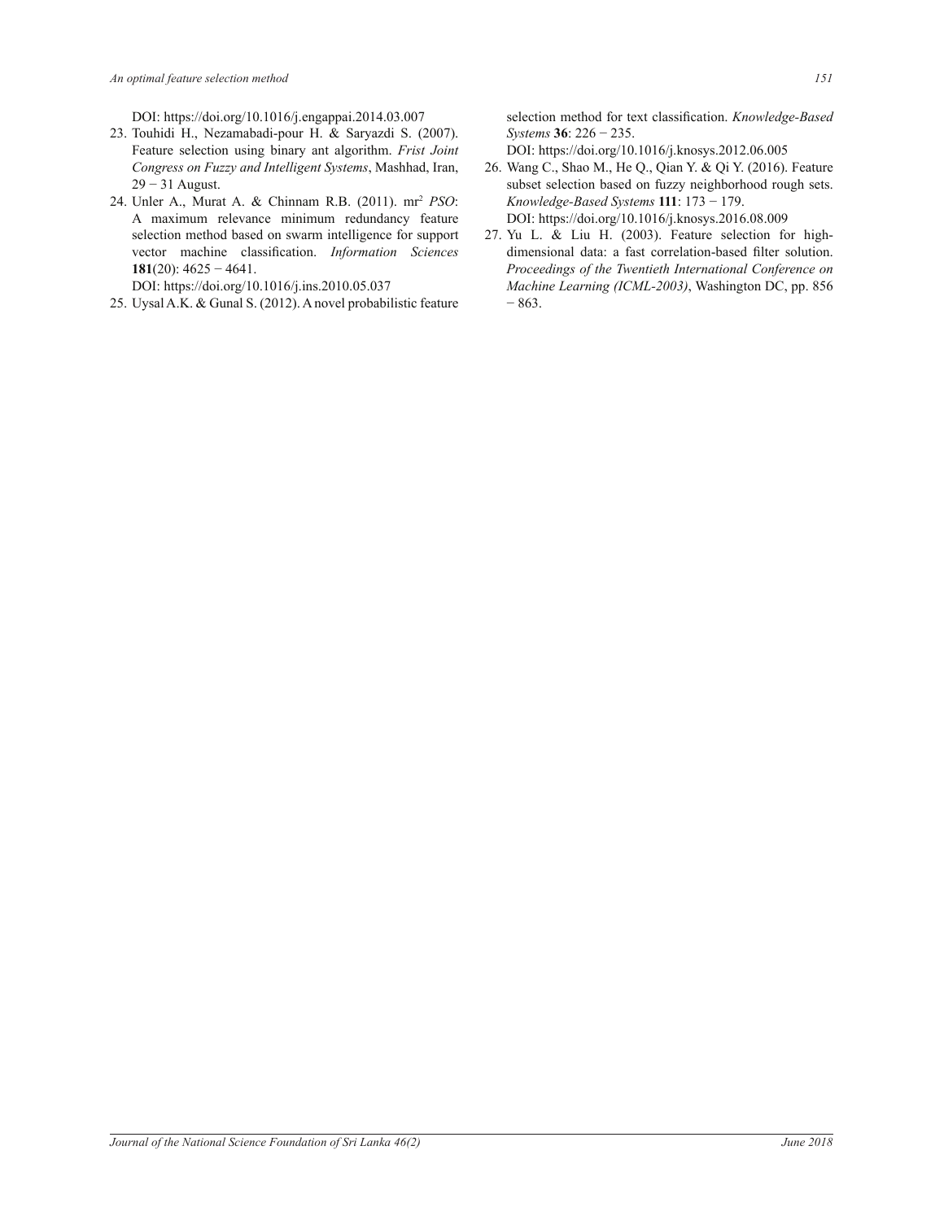DOI: https://doi.org/10.1016/j.engappai.2014.03.007

23. Touhidi H., Nezamabadi-pour H. & Saryazdi S. (2007). Feature selection using binary ant algorithm. *Frist Joint Congress on Fuzzy and Intelligent Systems*, Mashhad, Iran, 29 − 31 August.
24. Unler A., Murat A. & Chinnam R.B. (2011). mr$^2$ *PSO*: A maximum relevance minimum redundancy feature selection method based on swarm intelligence for support vector machine classification. *Information Sciences* **181**(20): 4625 − 4641.
    DOI: https://doi.org/10.1016/j.ins.2010.05.037
25. Uysal A.K. & Gunal S. (2012). A novel probabilistic feature selection method for text classification. *Knowledge-Based Systems* **36**: 226 − 235.
    DOI: https://doi.org/10.1016/j.knosys.2012.06.005
26. Wang C., Shao M., He Q., Qian Y. & Qi Y. (2016). Feature subset selection based on fuzzy neighborhood rough sets. *Knowledge-Based Systems* **111**: 173 − 179.
    DOI: https://doi.org/10.1016/j.knosys.2016.08.009
27. Yu L. & Liu H. (2003). Feature selection for high-dimensional data: a fast correlation-based filter solution. *Proceedings of the Twentieth International Conference on Machine Learning (ICML-2003)*, Washington DC, pp. 856 − 863.